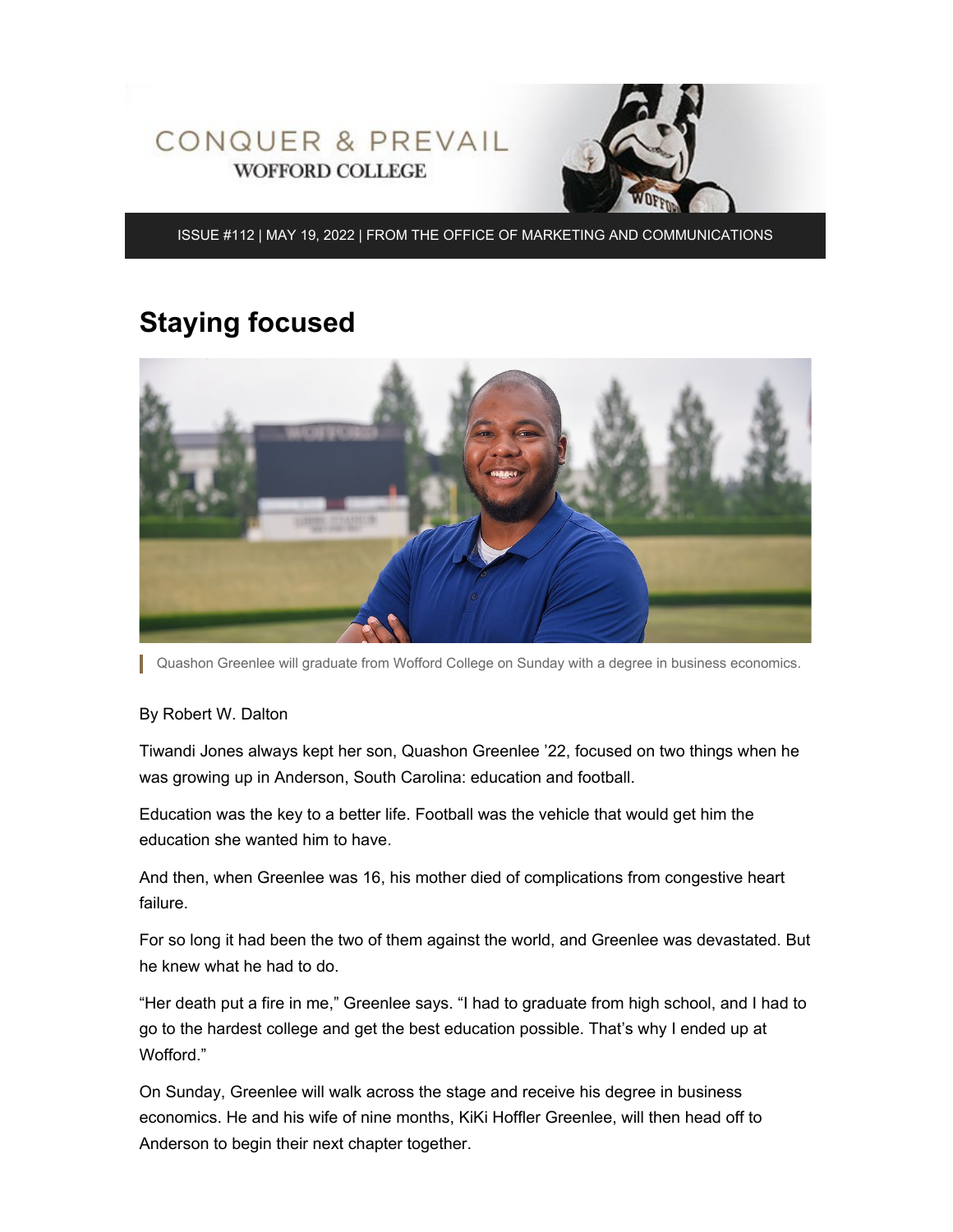# CONQUER & PREVAIL

WOFFORD COLLEGE

ISSUE #112 | MAY 19, 2022 | FROM THE OFFICE OF MARKETING AND COMMUNICATIONS

## Staying focused

Quashon Greenlee will graduate from Wofford College on Sunday with a degree in business economics.

By Robert W. Dalton

Tiwandi Jones always kept her son, Quashon Greenlee '22, focused on two things when he was growing up in Anderson, South Carolina: education and football.

Education was the key to a better life. Football was the vehicle that would get him the education she wanted him to have.

And then, when Greenlee was 16, his mother died of complications from congestive heart failure.

For so long it had been the two of them against the world, and Greenlee was devastated. But he knew what he had to do.

"Her death put a fire in me," Greenlee says. "I had to graduate from high school, and I had to go to the hardest college and get the best education possible. That's why I ended up at Wofford."

On Sunday, Greenlee will walk across the stage and receive his degree in business economics. He and his wife of nine months, KiKi Hoffler Greenlee, will then head off to Anderson to begin their next chapter together.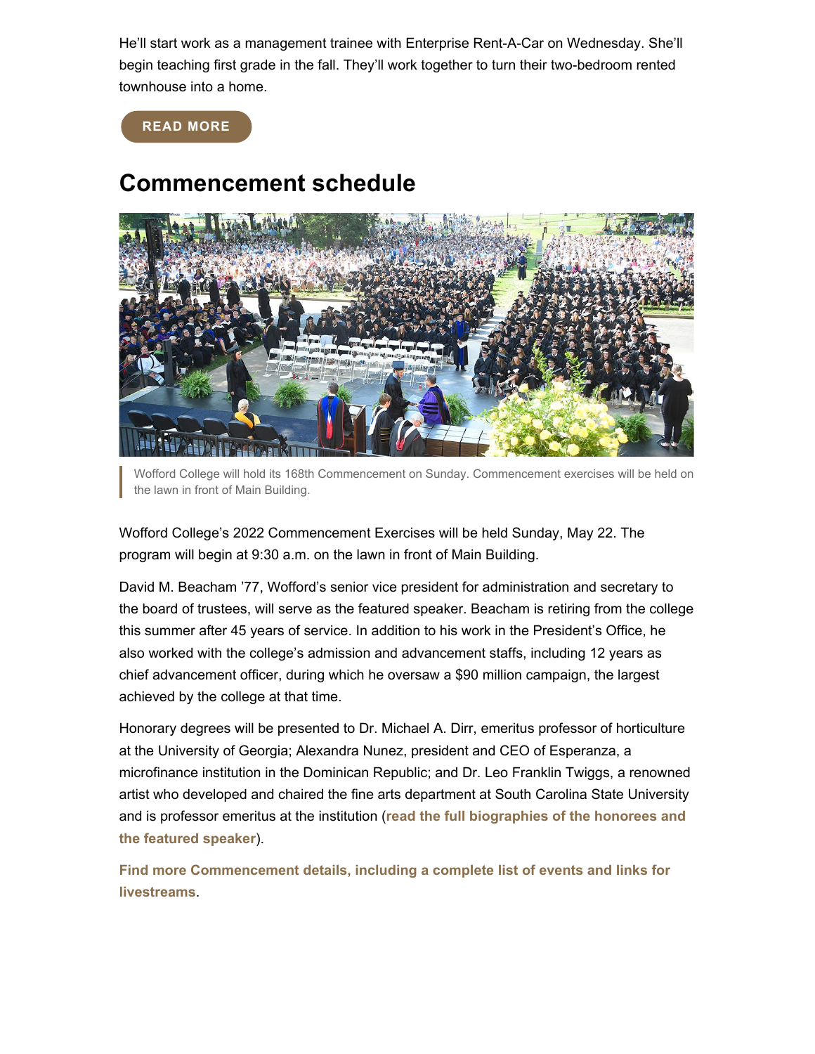He'll start work as a management trainee with Enterprise Rent-A-Car on Wednesday. She'll begin teaching first grade in the fall. They'll work together to turn their two-bedroom rented townhouse into a home.

**READ MORE**

## Commencement schedule

Wofford College will hold its 168th Commencement on Sunday. Commencement exercises will be held on the lawn in front of Main Building.

Wofford College's 2022 Commencement Exercises will be held Sunday, May 22. The program will begin at 9:30 a.m. on the lawn in front of Main Building.

David M. Beacham '77, Wofford's senior vice president for administration and secretary to the board of trustees, will serve as the featured speaker. Beacham is retiring from the college this summer after 45 years of service. In addition to his work in the President's Office, he also worked with the college's admission and advancement staffs, including 12 years as chief advancement officer, during which he oversaw a $90 million campaign, the largest achieved by the college at that time.

Honorary degrees will be presented to Dr. Michael A. Dirr, emeritus professor of horticulture at the University of Georgia; Alexandra Nunez, president and CEO of Esperanza, a microfinance institution in the Dominican Republic; and Dr. Leo Franklin Twiggs, a renowned artist who developed and chaired the fine arts department at South Carolina State University and is professor emeritus at the institution (**read the full biographies of the honorees and the featured speaker**).

**Find more Commencement details, including a complete list of events and links for livestreams**.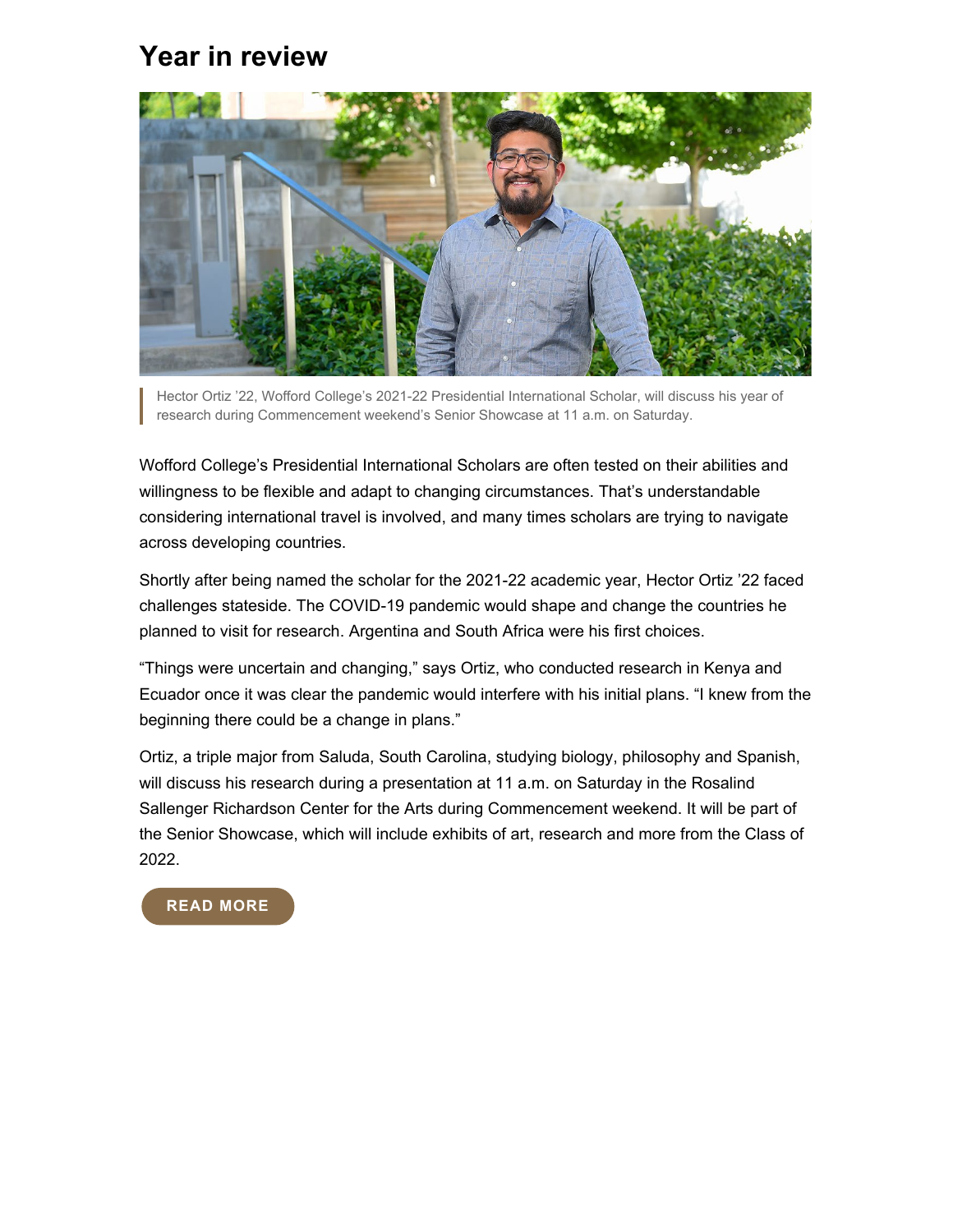## Year in review

Hector Ortiz '22, Wofford College's 2021-22 Presidential International Scholar, will discuss his year of research during Commencement weekend's Senior Showcase at 11 a.m. on Saturday.

Wofford College's Presidential International Scholars are often tested on their abilities and willingness to be flexible and adapt to changing circumstances. That's understandable considering international travel is involved, and many times scholars are trying to navigate across developing countries.

Shortly after being named the scholar for the 2021-22 academic year, Hector Ortiz '22 faced challenges stateside. The COVID-19 pandemic would shape and change the countries he planned to visit for research. Argentina and South Africa were his first choices.

"Things were uncertain and changing," says Ortiz, who conducted research in Kenya and Ecuador once it was clear the pandemic would interfere with his initial plans. "I knew from the beginning there could be a change in plans."

Ortiz, a triple major from Saluda, South Carolina, studying biology, philosophy and Spanish, will discuss his research during a presentation at 11 a.m. on Saturday in the Rosalind Sallenger Richardson Center for the Arts during Commencement weekend. It will be part of the Senior Showcase, which will include exhibits of art, research and more from the Class of 2022.

READ MORE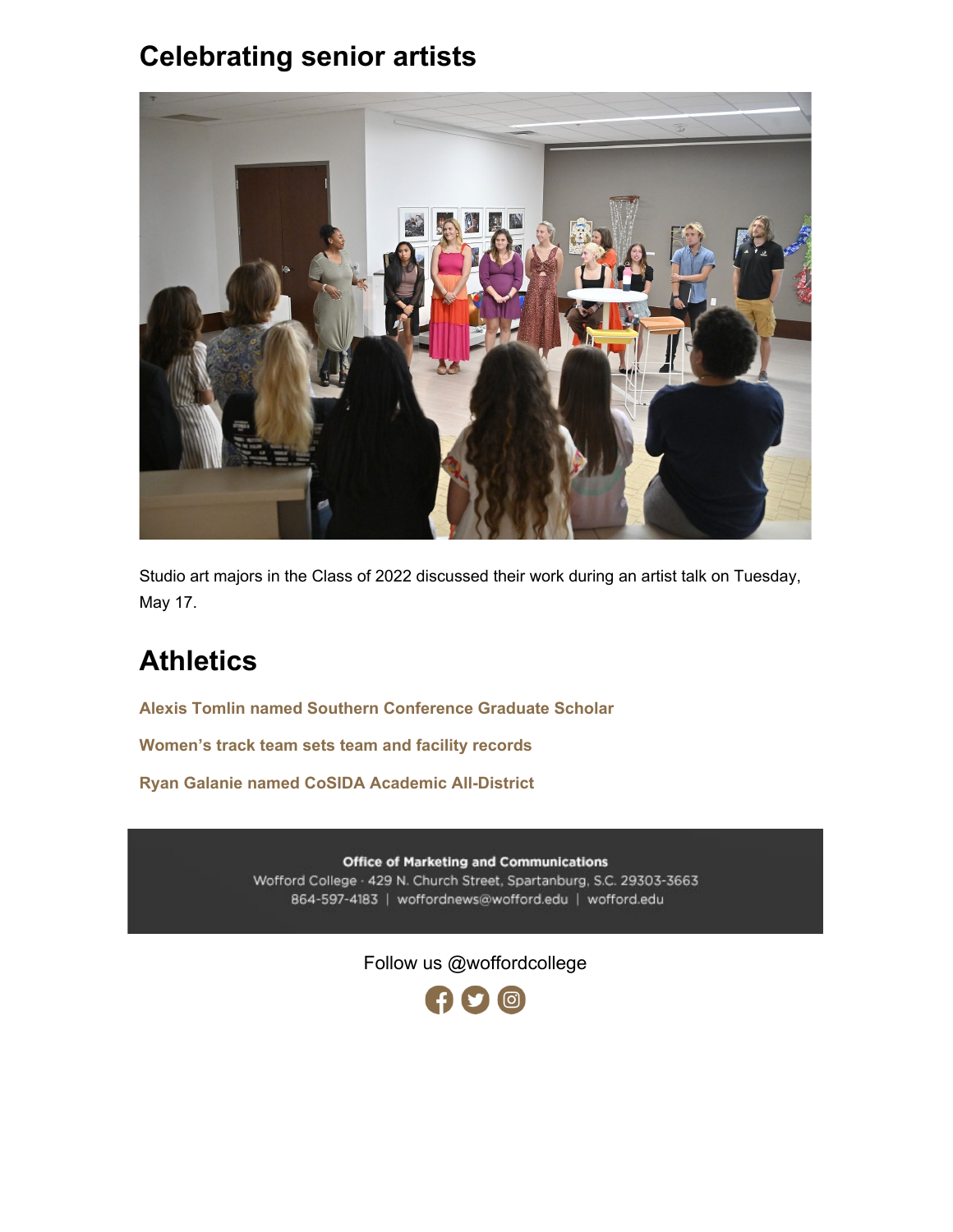## Celebrating senior artists

Studio art majors in the Class of 2022 discussed their work during an artist talk on Tuesday, May 17.

## Athletics

**Alexis Tomlin named Southern Conference Graduate Scholar**

**Women's track team sets team and facility records**

**Ryan Galanie named CoSIDA Academic All-District**

**Office of Marketing and Communications**
Wofford College · 429 N. Church Street, Spartanburg, S.C. 29303-3663
864-597-4183 | woffordnews@wofford.edu | wofford.edu

Follow us @woffordcollege